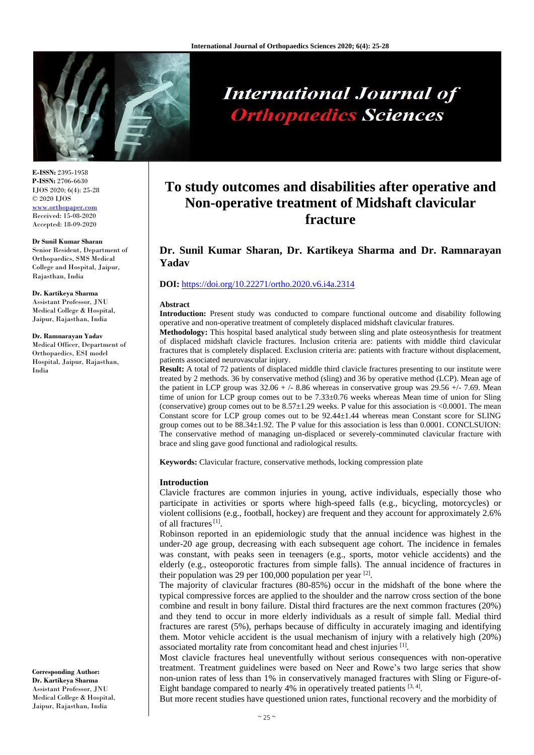**E-ISSN:** 2395-1958
**P-ISSN:** 2706-6630
IJOS 2020; 6(4): 25-28
© 2020 IJOS
www.orthopaper.com
Received: 15-08-2020
Accepted: 18-09-2020

**Dr Sunil Kumar Sharan**
Senior Resident, Department of Orthopaedics, SMS Medical College and Hospital, Jaipur, Rajasthan, India

**Dr. Kartikeya Sharma**
Assistant Professor, JNU Medical College & Hospital, Jaipur, Rajasthan, India

**Dr. Ramnarayan Yadav**
Medical Officer, Department of Orthopaedics, ESI model Hospital, Jaipur, Rajasthan, India

**Corresponding Author:**
**Dr. Kartikeya Sharma**
Assistant Professor, JNU Medical College & Hospital, Jaipur, Rajasthan, India

# To study outcomes and disabilities after operative and Non-operative treatment of Midshaft clavicular fracture

**Dr. Sunil Kumar Sharan, Dr. Kartikeya Sharma and Dr. Ramnarayan Yadav**

**DOI:** https://doi.org/10.22271/ortho.2020.v6.i4a.2314

## Abstract

**Introduction:** Present study was conducted to compare functional outcome and disability following operative and non-operative treatment of completely displaced midshaft clavicular fratures.

**Methodology:** This hospital based analytical study between sling and plate osteosynthesis for treatment of displaced midshaft clavicle fractures. Inclusion criteria are: patients with middle third clavicular fractures that is completely displaced. Exclusion criteria are: patients with fracture without displacement, patients associated neurovascular injury.

**Result:** A total of 72 patients of displaced middle third clavicle fractures presenting to our institute were treated by 2 methods. 36 by conservative method (sling) and 36 by operative method (LCP). Mean age of the patient in LCP group was 32.06 + /- 8.86 whereas in conservative group was 29.56 +/- 7.69. Mean time of union for LCP group comes out to be 7.33±0.76 weeks whereas Mean time of union for Sling (conservative) group comes out to be 8.57±1.29 weeks. P value for this association is <0.0001. The mean Constant score for LCP group comes out to be 92.44±1.44 whereas mean Constant score for SLING group comes out to be 88.34±1.92. The P value for this association is less than 0.0001. CONCLSUION: The conservative method of managing un-displaced or severely-comminuted clavicular fracture with brace and sling gave good functional and radiological results.

**Keywords:** Clavicular fracture, conservative methods, locking compression plate

## Introduction

Clavicle fractures are common injuries in young, active individuals, especially those who participate in activities or sports where high-speed falls (e.g., bicycling, motorcycles) or violent collisions (e.g., football, hockey) are frequent and they account for approximately 2.6% of all fractures [1].

Robinson reported in an epidemiologic study that the annual incidence was highest in the under-20 age group, decreasing with each subsequent age cohort. The incidence in females was constant, with peaks seen in teenagers (e.g., sports, motor vehicle accidents) and the elderly (e.g., osteoporotic fractures from simple falls). The annual incidence of fractures in their population was 29 per 100,000 population per year [2].

The majority of clavicular fractures (80-85%) occur in the midshaft of the bone where the typical compressive forces are applied to the shoulder and the narrow cross section of the bone combine and result in bony failure. Distal third fractures are the next common fractures (20%) and they tend to occur in more elderly individuals as a result of simple fall. Medial third fractures are rarest (5%), perhaps because of difficulty in accurately imaging and identifying them. Motor vehicle accident is the usual mechanism of injury with a relatively high (20%) associated mortality rate from concomitant head and chest injuries [1].

Most clavicle fractures heal uneventfully without serious consequences with non-operative treatment. Treatment guidelines were based on Neer and Rowe's two large series that show non-union rates of less than 1% in conservatively managed fractures with Sling or Figure-of-Eight bandage compared to nearly 4% in operatively treated patients [3, 4].

But more recent studies have questioned union rates, functional recovery and the morbidity of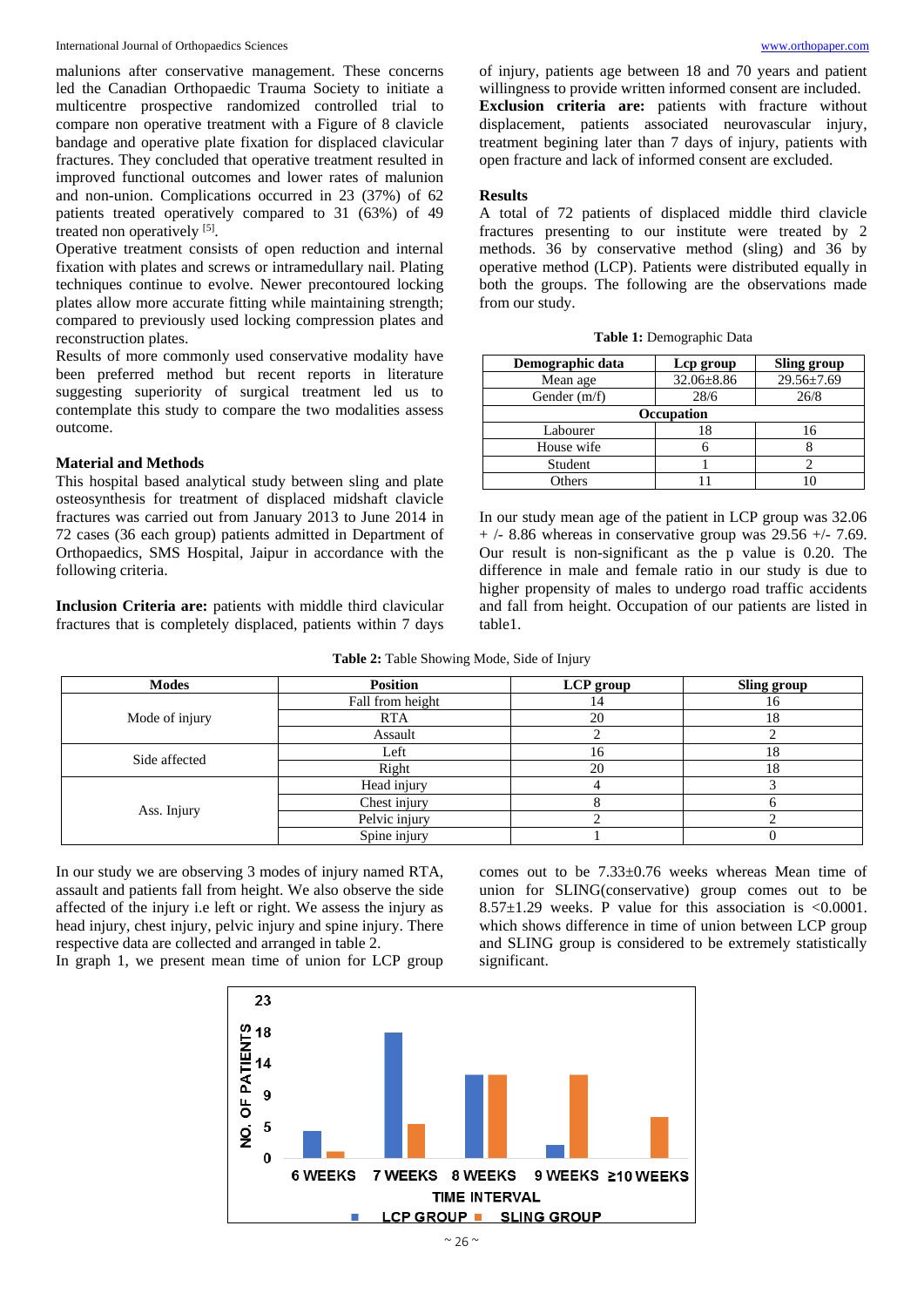malunions after conservative management. These concerns led the Canadian Orthopaedic Trauma Society to initiate a multicentre prospective randomized controlled trial to compare non operative treatment with a Figure of 8 clavicle bandage and operative plate fixation for displaced clavicular fractures. They concluded that operative treatment resulted in improved functional outcomes and lower rates of malunion and non-union. Complications occurred in 23 (37%) of 62 patients treated operatively compared to 31 (63%) of 49 treated non operatively [5].

Operative treatment consists of open reduction and internal fixation with plates and screws or intramedullary nail. Plating techniques continue to evolve. Newer precontoured locking plates allow more accurate fitting while maintaining strength; compared to previously used locking compression plates and reconstruction plates.

Results of more commonly used conservative modality have been preferred method but recent reports in literature suggesting superiority of surgical treatment led us to contemplate this study to compare the two modalities assess outcome.

## Material and Methods

This hospital based analytical study between sling and plate osteosynthesis for treatment of displaced midshaft clavicle fractures was carried out from January 2013 to June 2014 in 72 cases (36 each group) patients admitted in Department of Orthopaedics, SMS Hospital, Jaipur in accordance with the following criteria.

**Inclusion Criteria are:** patients with middle third clavicular fractures that is completely displaced, patients within 7 days of injury, patients age between 18 and 70 years and patient willingness to provide written informed consent are included.

**Exclusion criteria are:** patients with fracture without displacement, patients associated neurovascular injury, treatment begining later than 7 days of injury, patients with open fracture and lack of informed consent are excluded.

## Results

A total of 72 patients of displaced middle third clavicle fractures presenting to our institute were treated by 2 methods. 36 by conservative method (sling) and 36 by operative method (LCP). Patients were distributed equally in both the groups. The following are the observations made from our study.

**Table 1:** Demographic Data

| Demographic data | Lcp group | Sling group |
|---|---|---|
| Mean age | 32.06±8.86 | 29.56±7.69 |
| Gender (m/f) | 28/6 | 26/8 |
| **Occupation** | | |
| Labourer | 18 | 16 |
| House wife | 6 | 8 |
| Student | 1 | 2 |
| Others | 11 | 10 |

In our study mean age of the patient in LCP group was 32.06 + /- 8.86 whereas in conservative group was 29.56 +/- 7.69. Our result is non-significant as the p value is 0.20. The difference in male and female ratio in our study is due to higher propensity of males to undergo road traffic accidents and fall from height. Occupation of our patients are listed in table1.

**Table 2:** Table Showing Mode, Side of Injury

| Modes | Position | LCP group | Sling group |
|---|---|---|---|
| Mode of injury | Fall from height | 14 | 16 |
| | RTA | 20 | 18 |
| | Assault | 2 | 2 |
| Side affected | Left | 16 | 18 |
| | Right | 20 | 18 |
| Ass. Injury | Head injury | 4 | 3 |
| | Chest injury | 8 | 6 |
| | Pelvic injury | 2 | 2 |
| | Spine injury | 1 | 0 |

In our study we are observing 3 modes of injury named RTA, assault and patients fall from height. We also observe the side affected of the injury i.e left or right. We assess the injury as head injury, chest injury, pelvic injury and spine injury. There respective data are collected and arranged in table 2.

In graph 1, we present mean time of union for LCP group comes out to be 7.33±0.76 weeks whereas Mean time of union for SLING(conservative) group comes out to be 8.57±1.29 weeks. P value for this association is <0.0001. which shows difference in time of union between LCP group and SLING group is considered to be extremely statistically significant.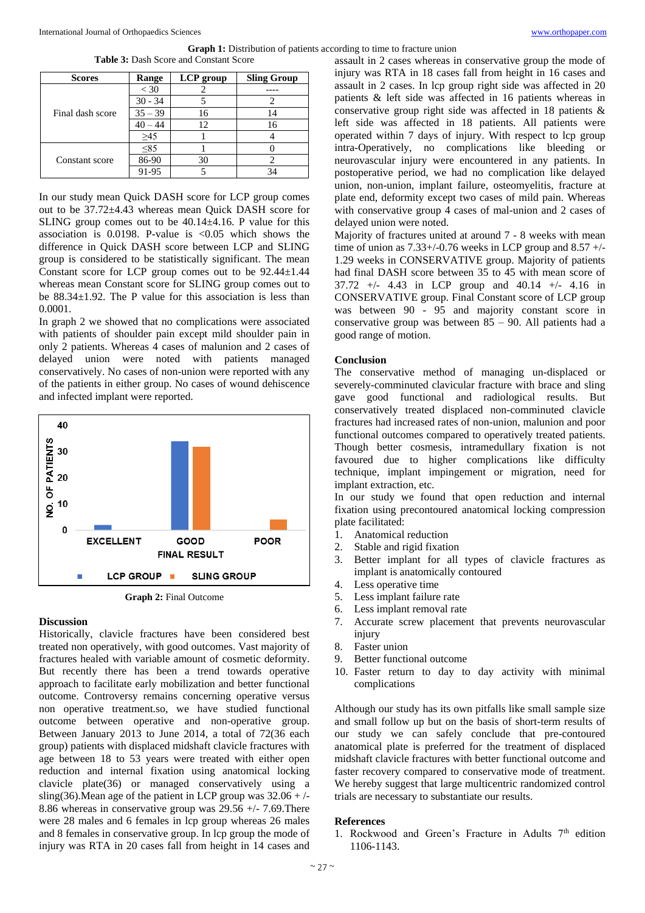Graph 1: Distribution of patients according to time to fracture union

**Table 3:** Dash Score and Constant Score

| Scores | Range | LCP group | Sling Group |
|---|---|---|---|
| Final dash score | < 30 | 2 | ---- |
| | 30 - 34 | 5 | 2 |
| | 35 – 39 | 16 | 14 |
| | 40 – 44 | 12 | 16 |
| | ≥45 | 1 | 4 |
| Constant score | ≤85 | 1 | 0 |
| | 86-90 | 30 | 2 |
| | 91-95 | 5 | 34 |

In our study mean Quick DASH score for LCP group comes out to be 37.72±4.43 whereas mean Quick DASH score for SLING group comes out to be 40.14±4.16. P value for this association is 0.0198. P-value is <0.05 which shows the difference in Quick DASH score between LCP and SLING group is considered to be statistically significant. The mean Constant score for LCP group comes out to be 92.44±1.44 whereas mean Constant score for SLING group comes out to be 88.34±1.92. The P value for this association is less than 0.0001.

In graph 2 we showed that no complications were associated with patients of shoulder pain except mild shoulder pain in only 2 patients. Whereas 4 cases of malunion and 2 cases of delayed union were noted with patients managed conservatively. No cases of non-union were reported with any of the patients in either group. No cases of wound dehiscence and infected implant were reported.

**Graph 2:** Final Outcome

## Discussion

Historically, clavicle fractures have been considered best treated non operatively, with good outcomes. Vast majority of fractures healed with variable amount of cosmetic deformity. But recently there has been a trend towards operative approach to facilitate early mobilization and better functional outcome. Controversy remains concerning operative versus non operative treatment.so, we have studied functional outcome between operative and non-operative group. Between January 2013 to June 2014, a total of 72(36 each group) patients with displaced midshaft clavicle fractures with age between 18 to 53 years were treated with either open reduction and internal fixation using anatomical locking clavicle plate(36) or managed conservatively using a sling(36).Mean age of the patient in LCP group was 32.06 + /- 8.86 whereas in conservative group was 29.56 +/- 7.69.There were 28 males and 6 females in lcp group whereas 26 males and 8 females in conservative group. In lcp group the mode of injury was RTA in 20 cases fall from height in 14 cases and assault in 2 cases whereas in conservative group the mode of injury was RTA in 18 cases fall from height in 16 cases and assault in 2 cases. In lcp group right side was affected in 20 patients & left side was affected in 16 patients whereas in conservative group right side was affected in 18 patients & left side was affected in 18 patients. All patients were operated within 7 days of injury. With respect to lcp group intra-Operatively, no complications like bleeding or neurovascular injury were encountered in any patients. In postoperative period, we had no complication like delayed union, non-union, implant failure, osteomyelitis, fracture at plate end, deformity except two cases of mild pain. Whereas with conservative group 4 cases of mal-union and 2 cases of delayed union were noted.

Majority of fractures united at around 7 - 8 weeks with mean time of union as 7.33+/-0.76 weeks in LCP group and 8.57 +/- 1.29 weeks in CONSERVATIVE group. Majority of patients had final DASH score between 35 to 45 with mean score of 37.72 +/- 4.43 in LCP group and 40.14 +/- 4.16 in CONSERVATIVE group. Final Constant score of LCP group was between 90 - 95 and majority constant score in conservative group was between 85 – 90. All patients had a good range of motion.

## Conclusion

The conservative method of managing un-displaced or severely-comminuted clavicular fracture with brace and sling gave good functional and radiological results. But conservatively treated displaced non-comminuted clavicle fractures had increased rates of non-union, malunion and poor functional outcomes compared to operatively treated patients. Though better cosmesis, intramedullary fixation is not favoured due to higher complications like difficulty technique, implant impingement or migration, need for implant extraction, etc.

In our study we found that open reduction and internal fixation using precontoured anatomical locking compression plate facilitated:

1. Anatomical reduction
2. Stable and rigid fixation
3. Better implant for all types of clavicle fractures as implant is anatomically contoured
4. Less operative time
5. Less implant failure rate
6. Less implant removal rate
7. Accurate screw placement that prevents neurovascular injury
8. Faster union
9. Better functional outcome
10. Faster return to day to day activity with minimal complications

Although our study has its own pitfalls like small sample size and small follow up but on the basis of short-term results of our study we can safely conclude that pre-contoured anatomical plate is preferred for the treatment of displaced midshaft clavicle fractures with better functional outcome and faster recovery compared to conservative mode of treatment. We hereby suggest that large multicentric randomized control trials are necessary to substantiate our results.

## References

1. Rockwood and Green's Fracture in Adults 7th edition 1106-1143.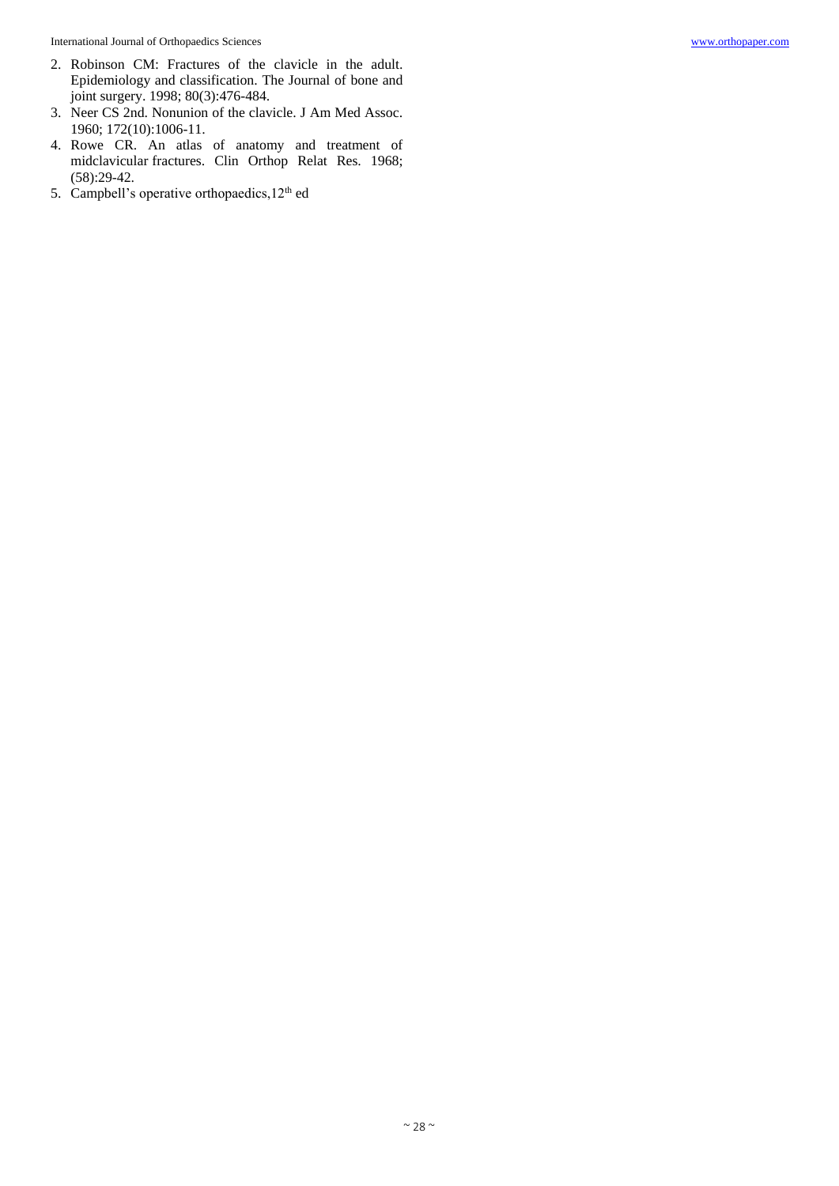2. Robinson CM: Fractures of the clavicle in the adult. Epidemiology and classification. The Journal of bone and joint surgery. 1998; 80(3):476-484.
3. Neer CS 2nd. Nonunion of the clavicle. J Am Med Assoc. 1960; 172(10):1006-11.
4. Rowe CR. An atlas of anatomy and treatment of midclavicular fractures. Clin Orthop Relat Res. 1968; (58):29-42.
5. Campbell's operative orthopaedics,12th ed